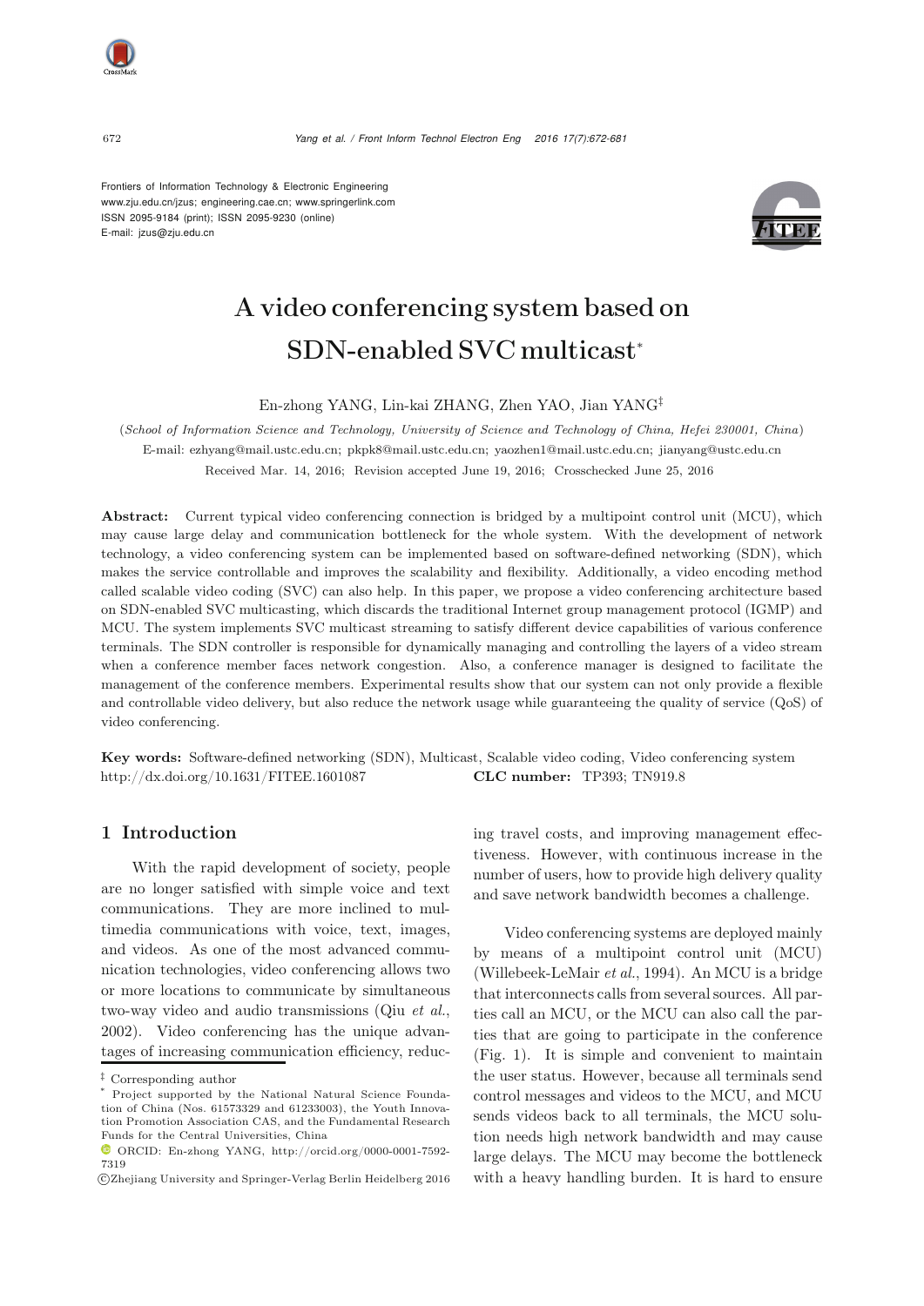Frontiers of Information Technology & Electronic Engineering
www.zju.edu.cn/jzus; engineering.cae.cn; www.springerlink.com
ISSN 2095-9184 (print); ISSN 2095-9230 (online)
E-mail: jzus@zju.edu.cn

# A video conferencing system based on SDN-enabled SVC multicast*

En-zhong YANG, Lin-kai ZHANG, Zhen YAO, Jian YANG‡

(*School of Information Science and Technology, University of Science and Technology of China, Hefei 230001, China*)

E-mail: ezhyang@mail.ustc.edu.cn; pkpk8@mail.ustc.edu.cn; yaozhen1@mail.ustc.edu.cn; jianyang@ustc.edu.cn

Received Mar. 14, 2016; Revision accepted June 19, 2016; Crosschecked June 25, 2016

**Abstract:** Current typical video conferencing connection is bridged by a multipoint control unit (MCU), which may cause large delay and communication bottleneck for the whole system. With the development of network technology, a video conferencing system can be implemented based on software-defined networking (SDN), which makes the service controllable and improves the scalability and flexibility. Additionally, a video encoding method called scalable video coding (SVC) can also help. In this paper, we propose a video conferencing architecture based on SDN-enabled SVC multicasting, which discards the traditional Internet group management protocol (IGMP) and MCU. The system implements SVC multicast streaming to satisfy different device capabilities of various conference terminals. The SDN controller is responsible for dynamically managing and controlling the layers of a video stream when a conference member faces network congestion. Also, a conference manager is designed to facilitate the management of the conference members. Experimental results show that our system can not only provide a flexible and controllable video delivery, but also reduce the network usage while guaranteeing the quality of service (QoS) of video conferencing.

**Key words:** Software-defined networking (SDN), Multicast, Scalable video coding, Video conferencing system
http://dx.doi.org/10.1631/FITEE.1601087 **CLC number:** TP393; TN919.8

## 1 Introduction

With the rapid development of society, people are no longer satisfied with simple voice and text communications. They are more inclined to multimedia communications with voice, text, images, and videos. As one of the most advanced communication technologies, video conferencing allows two or more locations to communicate by simultaneous two-way video and audio transmissions (Qiu *et al.*, 2002). Video conferencing has the unique advantages of increasing communication efficiency, reducing travel costs, and improving management effectiveness. However, with continuous increase in the number of users, how to provide high delivery quality and save network bandwidth becomes a challenge.

Video conferencing systems are deployed mainly by means of a multipoint control unit (MCU) (Willebeek-LeMair *et al.*, 1994). An MCU is a bridge that interconnects calls from several sources. All parties call an MCU, or the MCU can also call the parties that are going to participate in the conference (Fig. 1). It is simple and convenient to maintain the user status. However, because all terminals send control messages and videos to the MCU, and MCU sends videos back to all terminals, the MCU solution needs high network bandwidth and may cause large delays. The MCU may become the bottleneck with a heavy handling burden. It is hard to ensure

‡ Corresponding author

\* Project supported by the National Natural Science Foundation of China (Nos. 61573329 and 61233003), the Youth Innovation Promotion Association CAS, and the Fundamental Research Funds for the Central Universities, China

ORCID: En-zhong YANG, http://orcid.org/0000-0001-7592-7319

©Zhejiang University and Springer-Verlag Berlin Heidelberg 2016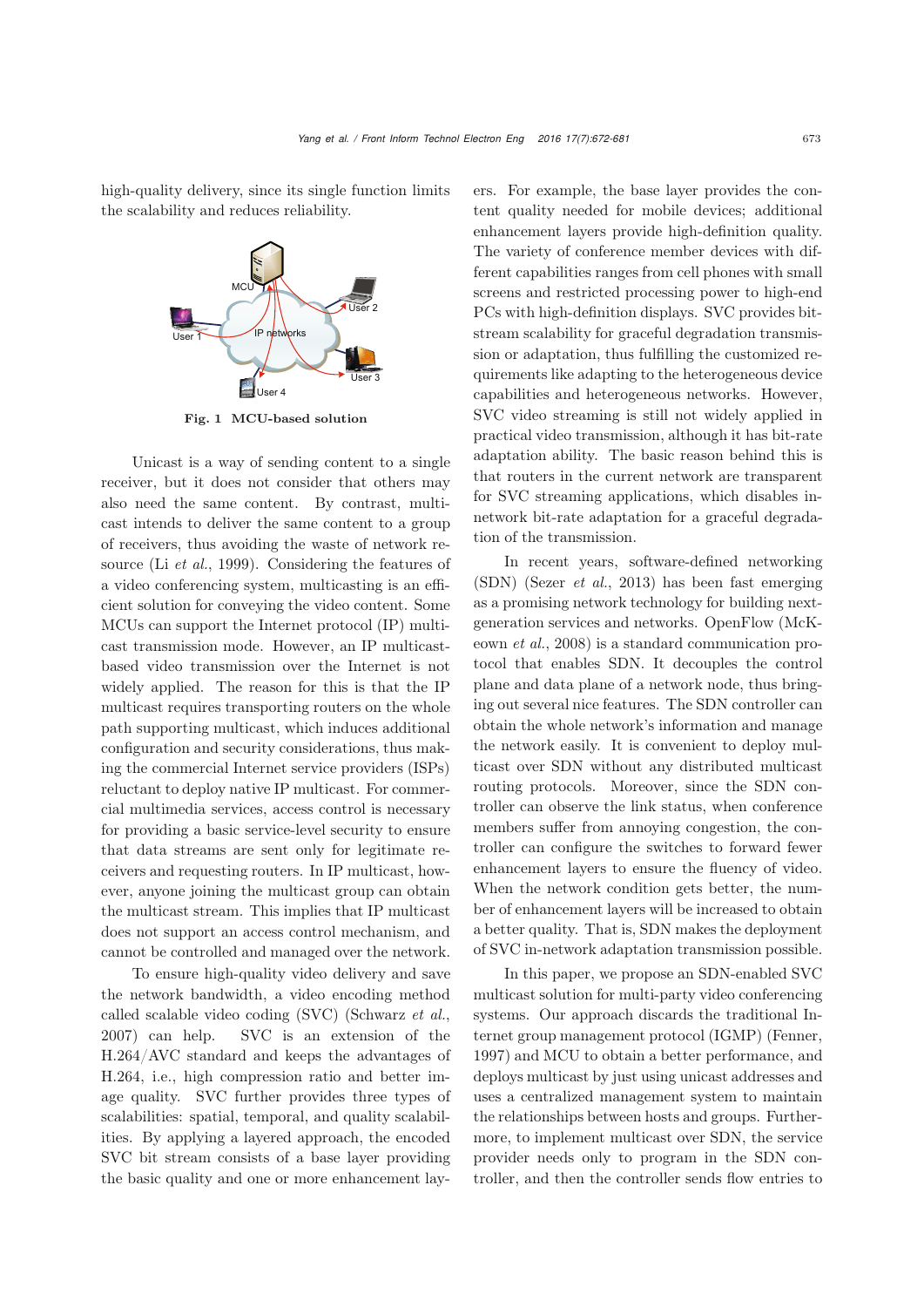high-quality delivery, since its single function limits the scalability and reduces reliability.

Fig. 1 MCU-based solution

Unicast is a way of sending content to a single receiver, but it does not consider that others may also need the same content. By contrast, multicast intends to deliver the same content to a group of receivers, thus avoiding the waste of network resource (Li *et al.*, 1999). Considering the features of a video conferencing system, multicasting is an efficient solution for conveying the video content. Some MCUs can support the Internet protocol (IP) multicast transmission mode. However, an IP multicast-based video transmission over the Internet is not widely applied. The reason for this is that the IP multicast requires transporting routers on the whole path supporting multicast, which induces additional configuration and security considerations, thus making the commercial Internet service providers (ISPs) reluctant to deploy native IP multicast. For commercial multimedia services, access control is necessary for providing a basic service-level security to ensure that data streams are sent only for legitimate receivers and requesting routers. In IP multicast, however, anyone joining the multicast group can obtain the multicast stream. This implies that IP multicast does not support an access control mechanism, and cannot be controlled and managed over the network.

To ensure high-quality video delivery and save the network bandwidth, a video encoding method called scalable video coding (SVC) (Schwarz *et al.*, 2007) can help. SVC is an extension of the H.264/AVC standard and keeps the advantages of H.264, i.e., high compression ratio and better image quality. SVC further provides three types of scalabilities: spatial, temporal, and quality scalabilities. By applying a layered approach, the encoded SVC bit stream consists of a base layer providing the basic quality and one or more enhancement layers. For example, the base layer provides the content quality needed for mobile devices; additional enhancement layers provide high-definition quality. The variety of conference member devices with different capabilities ranges from cell phones with small screens and restricted processing power to high-end PCs with high-definition displays. SVC provides bit-stream scalability for graceful degradation transmission or adaptation, thus fulfilling the customized requirements like adapting to the heterogeneous device capabilities and heterogeneous networks. However, SVC video streaming is still not widely applied in practical video transmission, although it has bit-rate adaptation ability. The basic reason behind this is that routers in the current network are transparent for SVC streaming applications, which disables in-network bit-rate adaptation for a graceful degradation of the transmission.

In recent years, software-defined networking (SDN) (Sezer *et al.*, 2013) has been fast emerging as a promising network technology for building next-generation services and networks. OpenFlow (McKeown *et al.*, 2008) is a standard communication protocol that enables SDN. It decouples the control plane and data plane of a network node, thus bringing out several nice features. The SDN controller can obtain the whole network's information and manage the network easily. It is convenient to deploy multicast over SDN without any distributed multicast routing protocols. Moreover, since the SDN controller can observe the link status, when conference members suffer from annoying congestion, the controller can configure the switches to forward fewer enhancement layers to ensure the fluency of video. When the network condition gets better, the number of enhancement layers will be increased to obtain a better quality. That is, SDN makes the deployment of SVC in-network adaptation transmission possible.

In this paper, we propose an SDN-enabled SVC multicast solution for multi-party video conferencing systems. Our approach discards the traditional Internet group management protocol (IGMP) (Fenner, 1997) and MCU to obtain a better performance, and deploys multicast by just using unicast addresses and uses a centralized management system to maintain the relationships between hosts and groups. Furthermore, to implement multicast over SDN, the service provider needs only to program in the SDN controller, and then the controller sends flow entries to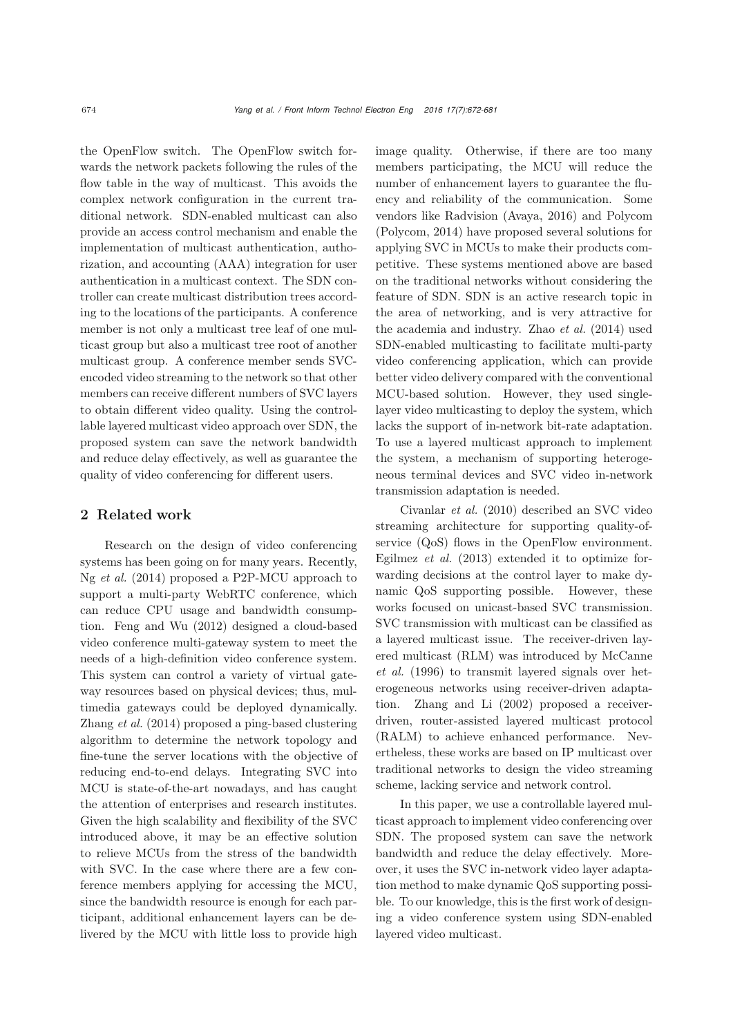the OpenFlow switch. The OpenFlow switch forwards the network packets following the rules of the flow table in the way of multicast. This avoids the complex network configuration in the current traditional network. SDN-enabled multicast can also provide an access control mechanism and enable the implementation of multicast authentication, authorization, and accounting (AAA) integration for user authentication in a multicast context. The SDN controller can create multicast distribution trees according to the locations of the participants. A conference member is not only a multicast tree leaf of one multicast group but also a multicast tree root of another multicast group. A conference member sends SVC-encoded video streaming to the network so that other members can receive different numbers of SVC layers to obtain different video quality. Using the controllable layered multicast video approach over SDN, the proposed system can save the network bandwidth and reduce delay effectively, as well as guarantee the quality of video conferencing for different users.

## 2 Related work

Research on the design of video conferencing systems has been going on for many years. Recently, Ng *et al.* (2014) proposed a P2P-MCU approach to support a multi-party WebRTC conference, which can reduce CPU usage and bandwidth consumption. Feng and Wu (2012) designed a cloud-based video conference multi-gateway system to meet the needs of a high-definition video conference system. This system can control a variety of virtual gateway resources based on physical devices; thus, multimedia gateways could be deployed dynamically. Zhang *et al.* (2014) proposed a ping-based clustering algorithm to determine the network topology and fine-tune the server locations with the objective of reducing end-to-end delays. Integrating SVC into MCU is state-of-the-art nowadays, and has caught the attention of enterprises and research institutes. Given the high scalability and flexibility of the SVC introduced above, it may be an effective solution to relieve MCUs from the stress of the bandwidth with SVC. In the case where there are a few conference members applying for accessing the MCU, since the bandwidth resource is enough for each participant, additional enhancement layers can be delivered by the MCU with little loss to provide high image quality. Otherwise, if there are too many members participating, the MCU will reduce the number of enhancement layers to guarantee the fluency and reliability of the communication. Some vendors like Radvision (Avaya, 2016) and Polycom (Polycom, 2014) have proposed several solutions for applying SVC in MCUs to make their products competitive. These systems mentioned above are based on the traditional networks without considering the feature of SDN. SDN is an active research topic in the area of networking, and is very attractive for the academia and industry. Zhao *et al.* (2014) used SDN-enabled multicasting to facilitate multi-party video conferencing application, which can provide better video delivery compared with the conventional MCU-based solution. However, they used single-layer video multicasting to deploy the system, which lacks the support of in-network bit-rate adaptation. To use a layered multicast approach to implement the system, a mechanism of supporting heterogeneous terminal devices and SVC video in-network transmission adaptation is needed.

Civanlar *et al.* (2010) described an SVC video streaming architecture for supporting quality-of-service (QoS) flows in the OpenFlow environment. Egilmez *et al.* (2013) extended it to optimize forwarding decisions at the control layer to make dynamic QoS supporting possible. However, these works focused on unicast-based SVC transmission. SVC transmission with multicast can be classified as a layered multicast issue. The receiver-driven layered multicast (RLM) was introduced by McCanne *et al.* (1996) to transmit layered signals over heterogeneous networks using receiver-driven adaptation. Zhang and Li (2002) proposed a receiver-driven, router-assisted layered multicast protocol (RALM) to achieve enhanced performance. Nevertheless, these works are based on IP multicast over traditional networks to design the video streaming scheme, lacking service and network control.

In this paper, we use a controllable layered multicast approach to implement video conferencing over SDN. The proposed system can save the network bandwidth and reduce the delay effectively. Moreover, it uses the SVC in-network video layer adaptation method to make dynamic QoS supporting possible. To our knowledge, this is the first work of designing a video conference system using SDN-enabled layered video multicast.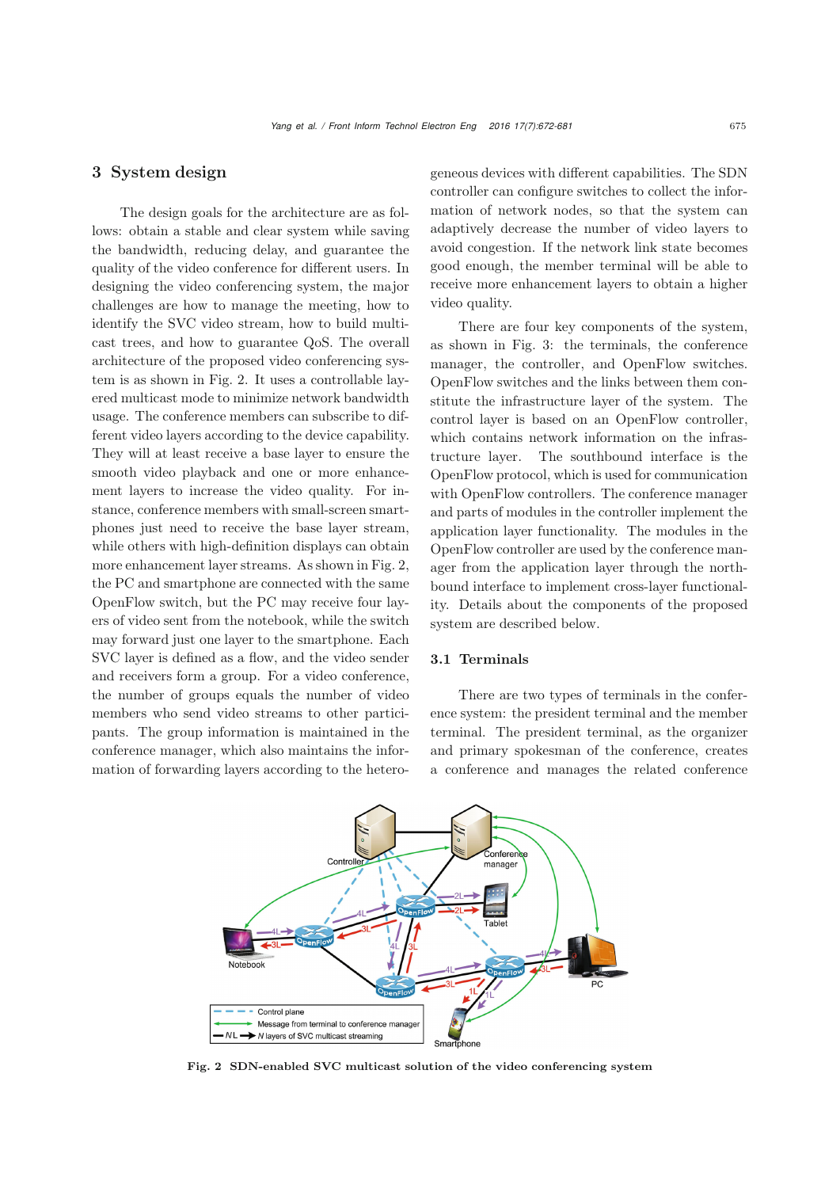## 3 System design

The design goals for the architecture are as follows: obtain a stable and clear system while saving the bandwidth, reducing delay, and guarantee the quality of the video conference for different users. In designing the video conferencing system, the major challenges are how to manage the meeting, how to identify the SVC video stream, how to build multicast trees, and how to guarantee QoS. The overall architecture of the proposed video conferencing system is as shown in Fig. 2. It uses a controllable layered multicast mode to minimize network bandwidth usage. The conference members can subscribe to different video layers according to the device capability. They will at least receive a base layer to ensure the smooth video playback and one or more enhancement layers to increase the video quality. For instance, conference members with small-screen smartphones just need to receive the base layer stream, while others with high-definition displays can obtain more enhancement layer streams. As shown in Fig. 2, the PC and smartphone are connected with the same OpenFlow switch, but the PC may receive four layers of video sent from the notebook, while the switch may forward just one layer to the smartphone. Each SVC layer is defined as a flow, and the video sender and receivers form a group. For a video conference, the number of groups equals the number of video members who send video streams to other participants. The group information is maintained in the conference manager, which also maintains the information of forwarding layers according to the heterogeneous devices with different capabilities. The SDN controller can configure switches to collect the information of network nodes, so that the system can adaptively decrease the number of video layers to avoid congestion. If the network link state becomes good enough, the member terminal will be able to receive more enhancement layers to obtain a higher video quality.

There are four key components of the system, as shown in Fig. 3: the terminals, the conference manager, the controller, and OpenFlow switches. OpenFlow switches and the links between them constitute the infrastructure layer of the system. The control layer is based on an OpenFlow controller, which contains network information on the infrastructure layer. The southbound interface is the OpenFlow protocol, which is used for communication with OpenFlow controllers. The conference manager and parts of modules in the controller implement the application layer functionality. The modules in the OpenFlow controller are used by the conference manager from the application layer through the northbound interface to implement cross-layer functionality. Details about the components of the proposed system are described below.

### 3.1 Terminals

There are two types of terminals in the conference system: the president terminal and the member terminal. The president terminal, as the organizer and primary spokesman of the conference, creates a conference and manages the related conference

Fig. 2 SDN-enabled SVC multicast solution of the video conferencing system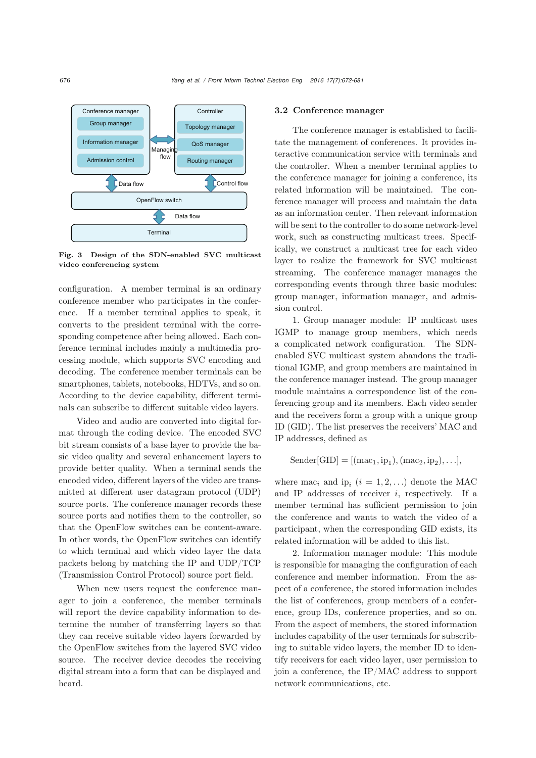Fig. 3 Design of the SDN-enabled SVC multicast video conferencing system

configuration. A member terminal is an ordinary conference member who participates in the conference. If a member terminal applies to speak, it converts to the president terminal with the corresponding competence after being allowed. Each conference terminal includes mainly a multimedia processing module, which supports SVC encoding and decoding. The conference member terminals can be smartphones, tablets, notebooks, HDTVs, and so on. According to the device capability, different terminals can subscribe to different suitable video layers.

Video and audio are converted into digital format through the coding device. The encoded SVC bit stream consists of a base layer to provide the basic video quality and several enhancement layers to provide better quality. When a terminal sends the encoded video, different layers of the video are transmitted at different user datagram protocol (UDP) source ports. The conference manager records these source ports and notifies them to the controller, so that the OpenFlow switches can be content-aware. In other words, the OpenFlow switches can identify to which terminal and which video layer the data packets belong by matching the IP and UDP/TCP (Transmission Control Protocol) source port field.

When new users request the conference manager to join a conference, the member terminals will report the device capability information to determine the number of transferring layers so that they can receive suitable video layers forwarded by the OpenFlow switches from the layered SVC video source. The receiver device decodes the receiving digital stream into a form that can be displayed and heard.

### 3.2 Conference manager

The conference manager is established to facilitate the management of conferences. It provides interactive communication service with terminals and the controller. When a member terminal applies to the conference manager for joining a conference, its related information will be maintained. The conference manager will process and maintain the data as an information center. Then relevant information will be sent to the controller to do some network-level work, such as constructing multicast trees. Specifically, we construct a multicast tree for each video layer to realize the framework for SVC multicast streaming. The conference manager manages the corresponding events through three basic modules: group manager, information manager, and admission control.

1. Group manager module: IP multicast uses IGMP to manage group members, which needs a complicated network configuration. The SDN-enabled SVC multicast system abandons the traditional IGMP, and group members are maintained in the conference manager instead. The group manager module maintains a correspondence list of the conferencing group and its members. Each video sender and the receivers form a group with a unique group ID (GID). The list preserves the receivers' MAC and IP addresses, defined as

$$\text{Sender[GID]} = [(\text{mac}_1, \text{ip}_1), (\text{mac}_2, \text{ip}_2), \ldots],$$

where $\text{mac}_i$ and $\text{ip}_i$ $(i = 1, 2, \ldots)$ denote the MAC and IP addresses of receiver $i$, respectively. If a member terminal has sufficient permission to join the conference and wants to watch the video of a participant, when the corresponding GID exists, its related information will be added to this list.

2. Information manager module: This module is responsible for managing the configuration of each conference and member information. From the aspect of a conference, the stored information includes the list of conferences, group members of a conference, group IDs, conference properties, and so on. From the aspect of members, the stored information includes capability of the user terminals for subscribing to suitable video layers, the member ID to identify receivers for each video layer, user permission to join a conference, the IP/MAC address to support network communications, etc.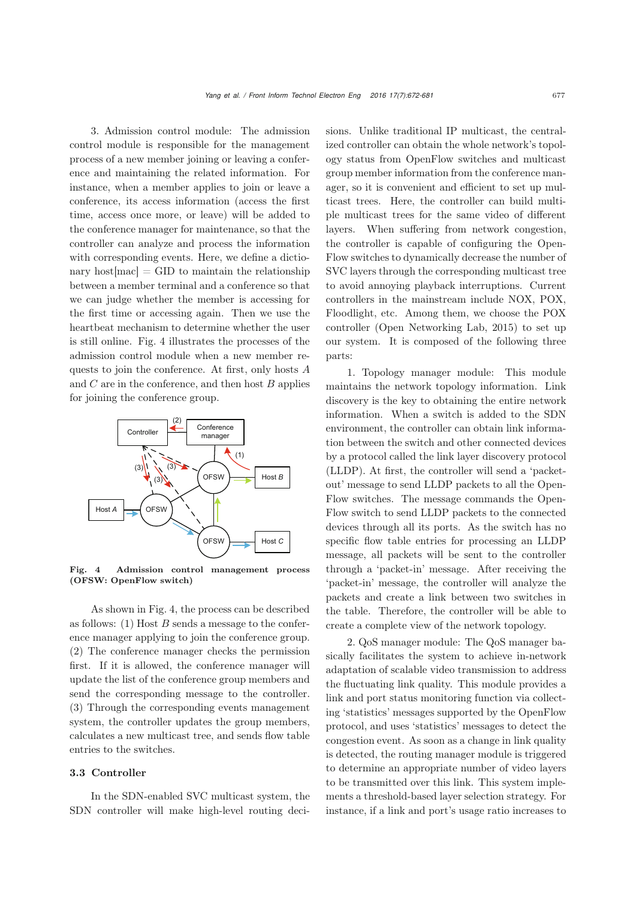3. Admission control module: The admission control module is responsible for the management process of a new member joining or leaving a conference and maintaining the related information. For instance, when a member applies to join or leave a conference, its access information (access the first time, access once more, or leave) will be added to the conference manager for maintenance, so that the controller can analyze and process the information with corresponding events. Here, we define a dictionary host[mac] = GID to maintain the relationship between a member terminal and a conference so that we can judge whether the member is accessing for the first time or accessing again. Then we use the heartbeat mechanism to determine whether the user is still online. Fig. 4 illustrates the processes of the admission control module when a new member requests to join the conference. At first, only hosts $A$ and $C$ are in the conference, and then host $B$ applies for joining the conference group.

Controller
(2)
Conference manager
(1)
(3)
(3)
(3)
OFSW
Host $B$
Host $A$
OFSW
OFSW
Host $C$

**Fig. 4 Admission control management process (OFSW: OpenFlow switch)**

As shown in Fig. 4, the process can be described as follows: (1) Host $B$ sends a message to the conference manager applying to join the conference group. (2) The conference manager checks the permission first. If it is allowed, the conference manager will update the list of the conference group members and send the corresponding message to the controller. (3) Through the corresponding events management system, the controller updates the group members, calculates a new multicast tree, and sends flow table entries to the switches.

### 3.3 Controller

In the SDN-enabled SVC multicast system, the SDN controller will make high-level routing decisions. Unlike traditional IP multicast, the centralized controller can obtain the whole network's topology status from OpenFlow switches and multicast group member information from the conference manager, so it is convenient and efficient to set up multicast trees. Here, the controller can build multiple multicast trees for the same video of different layers. When suffering from network congestion, the controller is capable of configuring the OpenFlow switches to dynamically decrease the number of SVC layers through the corresponding multicast tree to avoid annoying playback interruptions. Current controllers in the mainstream include NOX, POX, Floodlight, etc. Among them, we choose the POX controller (Open Networking Lab, 2015) to set up our system. It is composed of the following three parts:

1. Topology manager module: This module maintains the network topology information. Link discovery is the key to obtaining the entire network information. When a switch is added to the SDN environment, the controller can obtain link information between the switch and other connected devices by a protocol called the link layer discovery protocol (LLDP). At first, the controller will send a 'packet-out' message to send LLDP packets to all the OpenFlow switches. The message commands the OpenFlow switch to send LLDP packets to the connected devices through all its ports. As the switch has no specific flow table entries for processing an LLDP message, all packets will be sent to the controller through a 'packet-in' message. After receiving the 'packet-in' message, the controller will analyze the packets and create a link between two switches in the table. Therefore, the controller will be able to create a complete view of the network topology.

2. QoS manager module: The QoS manager basically facilitates the system to achieve in-network adaptation of scalable video transmission to address the fluctuating link quality. This module provides a link and port status monitoring function via collecting 'statistics' messages supported by the OpenFlow protocol, and uses 'statistics' messages to detect the congestion event. As soon as a change in link quality is detected, the routing manager module is triggered to determine an appropriate number of video layers to be transmitted over this link. This system implements a threshold-based layer selection strategy. For instance, if a link and port's usage ratio increases to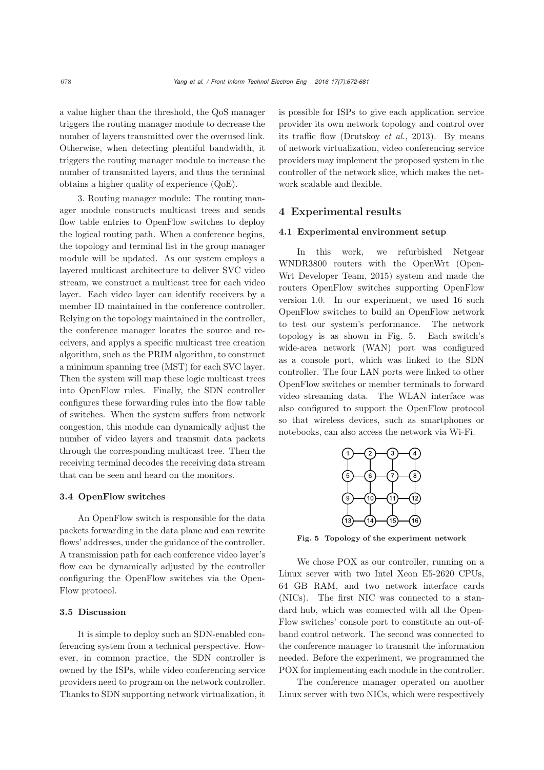a value higher than the threshold, the QoS manager triggers the routing manager module to decrease the number of layers transmitted over the overused link. Otherwise, when detecting plentiful bandwidth, it triggers the routing manager module to increase the number of transmitted layers, and thus the terminal obtains a higher quality of experience (QoE).

3. Routing manager module: The routing manager module constructs multicast trees and sends flow table entries to OpenFlow switches to deploy the logical routing path. When a conference begins, the topology and terminal list in the group manager module will be updated. As our system employs a layered multicast architecture to deliver SVC video stream, we construct a multicast tree for each video layer. Each video layer can identify receivers by a member ID maintained in the conference controller. Relying on the topology maintained in the controller, the conference manager locates the source and receivers, and applys a specific multicast tree creation algorithm, such as the PRIM algorithm, to construct a minimum spanning tree (MST) for each SVC layer. Then the system will map these logic multicast trees into OpenFlow rules. Finally, the SDN controller configures these forwarding rules into the flow table of switches. When the system suffers from network congestion, this module can dynamically adjust the number of video layers and transmit data packets through the corresponding multicast tree. Then the receiving terminal decodes the receiving data stream that can be seen and heard on the monitors.

### 3.4 OpenFlow switches

An OpenFlow switch is responsible for the data packets forwarding in the data plane and can rewrite flows' addresses, under the guidance of the controller. A transmission path for each conference video layer's flow can be dynamically adjusted by the controller configuring the OpenFlow switches via the OpenFlow protocol.

### 3.5 Discussion

It is simple to deploy such an SDN-enabled conferencing system from a technical perspective. However, in common practice, the SDN controller is owned by the ISPs, while video conferencing service providers need to program on the network controller. Thanks to SDN supporting network virtualization, it is possible for ISPs to give each application service provider its own network topology and control over its traffic flow (Drutskoy *et al.*, 2013). By means of network virtualization, video conferencing service providers may implement the proposed system in the controller of the network slice, which makes the network scalable and flexible.

## 4 Experimental results

### 4.1 Experimental environment setup

In this work, we refurbished Netgear WNDR3800 routers with the OpenWrt (OpenWrt Developer Team, 2015) system and made the routers OpenFlow switches supporting OpenFlow version 1.0. In our experiment, we used 16 such OpenFlow switches to build an OpenFlow network to test our system's performance. The network topology is as shown in Fig. 5. Each switch's wide-area network (WAN) port was configured as a console port, which was linked to the SDN controller. The four LAN ports were linked to other OpenFlow switches or member terminals to forward video streaming data. The WLAN interface was also configured to support the OpenFlow protocol so that wireless devices, such as smartphones or notebooks, can also access the network via Wi-Fi.

**Fig. 5 Topology of the experiment network**

We chose POX as our controller, running on a Linux server with two Intel Xeon E5-2620 CPUs, 64 GB RAM, and two network interface cards (NICs). The first NIC was connected to a standard hub, which was connected with all the OpenFlow switches' console port to constitute an out-of-band control network. The second was connected to the conference manager to transmit the information needed. Before the experiment, we programmed the POX for implementing each module in the controller.

The conference manager operated on another Linux server with two NICs, which were respectively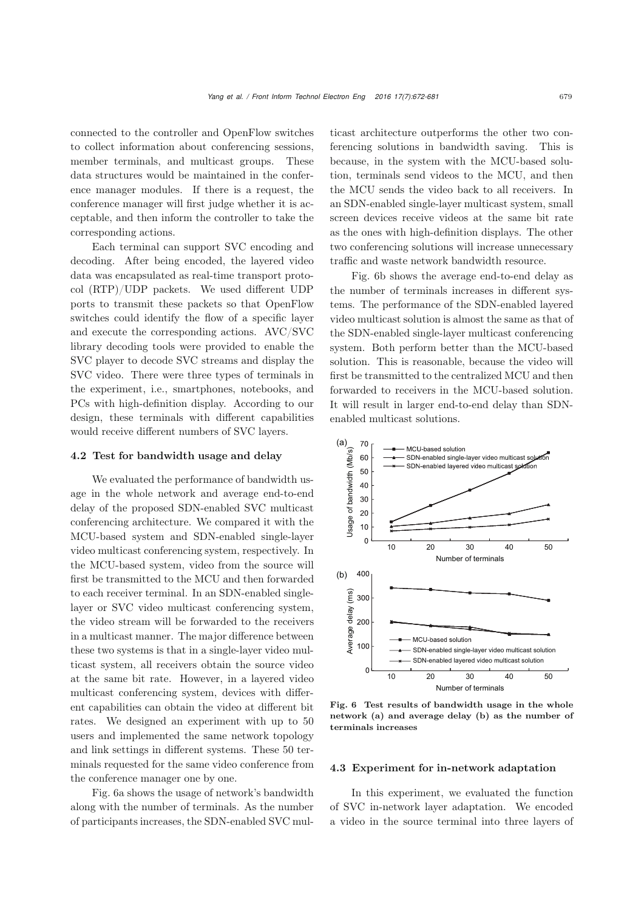connected to the controller and OpenFlow switches to collect information about conferencing sessions, member terminals, and multicast groups. These data structures would be maintained in the conference manager modules. If there is a request, the conference manager will first judge whether it is acceptable, and then inform the controller to take the corresponding actions.

Each terminal can support SVC encoding and decoding. After being encoded, the layered video data was encapsulated as real-time transport protocol (RTP)/UDP packets. We used different UDP ports to transmit these packets so that OpenFlow switches could identify the flow of a specific layer and execute the corresponding actions. AVC/SVC library decoding tools were provided to enable the SVC player to decode SVC streams and display the SVC video. There were three types of terminals in the experiment, i.e., smartphones, notebooks, and PCs with high-definition display. According to our design, these terminals with different capabilities would receive different numbers of SVC layers.

### 4.2 Test for bandwidth usage and delay

We evaluated the performance of bandwidth usage in the whole network and average end-to-end delay of the proposed SDN-enabled SVC multicast conferencing architecture. We compared it with the MCU-based system and SDN-enabled single-layer video multicast conferencing system, respectively. In the MCU-based system, video from the source will first be transmitted to the MCU and then forwarded to each receiver terminal. In an SDN-enabled single-layer or SVC video multicast conferencing system, the video stream will be forwarded to the receivers in a multicast manner. The major difference between these two systems is that in a single-layer video multicast system, all receivers obtain the source video at the same bit rate. However, in a layered video multicast conferencing system, devices with different capabilities can obtain the video at different bit rates. We designed an experiment with up to 50 users and implemented the same network topology and link settings in different systems. These 50 terminals requested for the same video conference from the conference manager one by one.

Fig. 6a shows the usage of network's bandwidth along with the number of terminals. As the number of participants increases, the SDN-enabled SVC multicast architecture outperforms the other two conferencing solutions in bandwidth saving. This is because, in the system with the MCU-based solution, terminals send videos to the MCU, and then the MCU sends the video back to all receivers. In an SDN-enabled single-layer multicast system, small screen devices receive videos at the same bit rate as the ones with high-definition displays. The other two conferencing solutions will increase unnecessary traffic and waste network bandwidth resource.

Fig. 6b shows the average end-to-end delay as the number of terminals increases in different systems. The performance of the SDN-enabled layered video multicast solution is almost the same as that of the SDN-enabled single-layer multicast conferencing system. Both perform better than the MCU-based solution. This is reasonable, because the video will first be transmitted to the centralized MCU and then forwarded to receivers in the MCU-based solution. It will result in larger end-to-end delay than SDN-enabled multicast solutions.

**Fig. 6 Test results of bandwidth usage in the whole network (a) and average delay (b) as the number of terminals increases**

### 4.3 Experiment for in-network adaptation

In this experiment, we evaluated the function of SVC in-network layer adaptation. We encoded a video in the source terminal into three layers of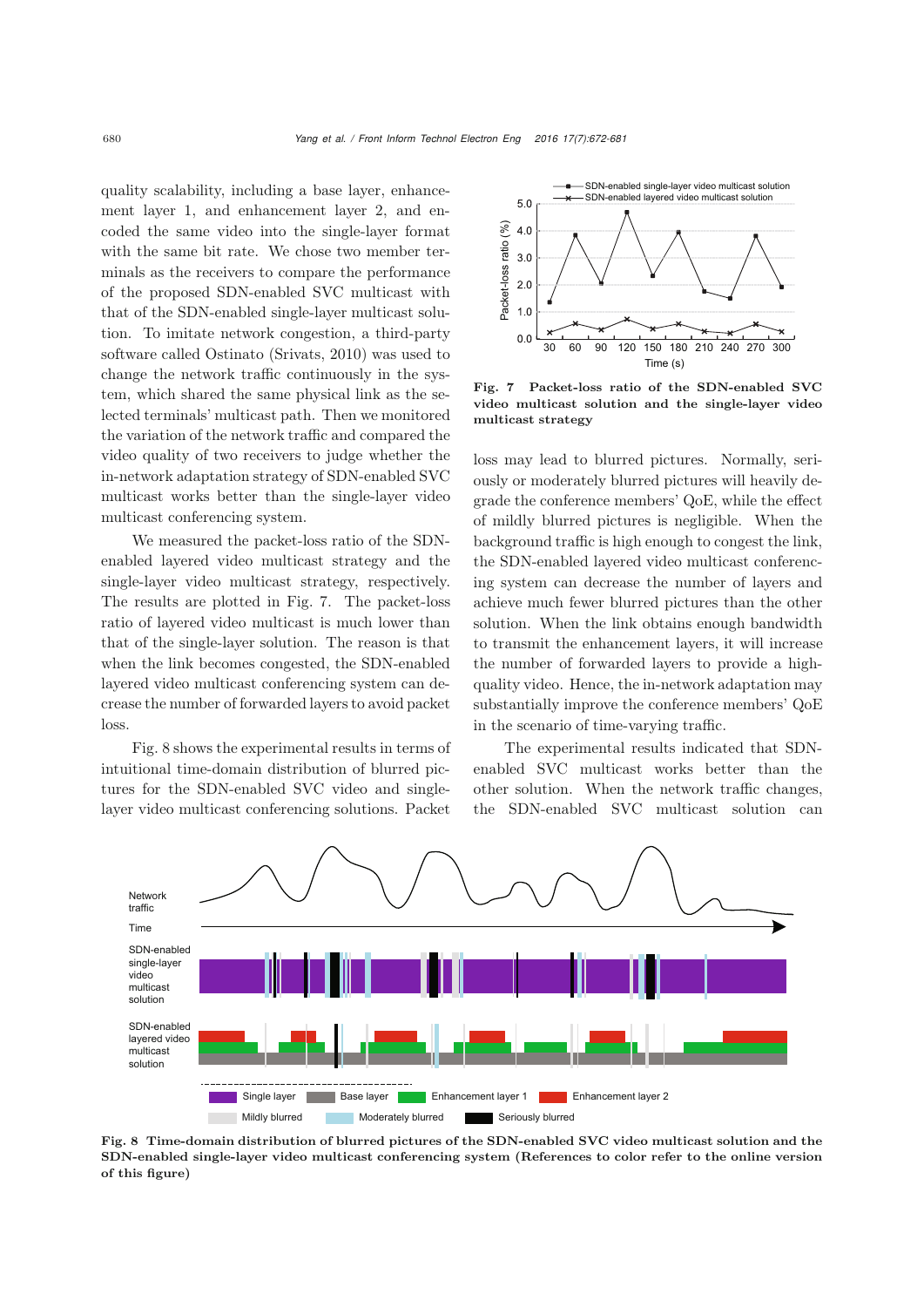quality scalability, including a base layer, enhancement layer 1, and enhancement layer 2, and encoded the same video into the single-layer format with the same bit rate. We chose two member terminals as the receivers to compare the performance of the proposed SDN-enabled SVC multicast with that of the SDN-enabled single-layer multicast solution. To imitate network congestion, a third-party software called Ostinato (Srivats, 2010) was used to change the network traffic continuously in the system, which shared the same physical link as the selected terminals' multicast path. Then we monitored the variation of the network traffic and compared the video quality of two receivers to judge whether the in-network adaptation strategy of SDN-enabled SVC multicast works better than the single-layer video multicast conferencing system.

We measured the packet-loss ratio of the SDN-enabled layered video multicast strategy and the single-layer video multicast strategy, respectively. The results are plotted in Fig. 7. The packet-loss ratio of layered video multicast is much lower than that of the single-layer solution. The reason is that when the link becomes congested, the SDN-enabled layered video multicast conferencing system can decrease the number of forwarded layers to avoid packet loss.

Fig. 8 shows the experimental results in terms of intuitional time-domain distribution of blurred pictures for the SDN-enabled SVC video and single-layer video multicast conferencing solutions. Packet loss may lead to blurred pictures. Normally, seriously or moderately blurred pictures will heavily degrade the conference members' QoE, while the effect of mildly blurred pictures is negligible. When the background traffic is high enough to congest the link, the SDN-enabled layered video multicast conferencing system can decrease the number of layers and achieve much fewer blurred pictures than the other solution. When the link obtains enough bandwidth to transmit the enhancement layers, it will increase the number of forwarded layers to provide a high-quality video. Hence, the in-network adaptation may substantially improve the conference members' QoE in the scenario of time-varying traffic.

**Fig. 7 Packet-loss ratio of the SDN-enabled SVC video multicast solution and the single-layer video multicast strategy**

The experimental results indicated that SDN-enabled SVC multicast works better than the other solution. When the network traffic changes, the SDN-enabled SVC multicast solution can

**Fig. 8 Time-domain distribution of blurred pictures of the SDN-enabled SVC video multicast solution and the SDN-enabled single-layer video multicast conferencing system (References to color refer to the online version of this figure)**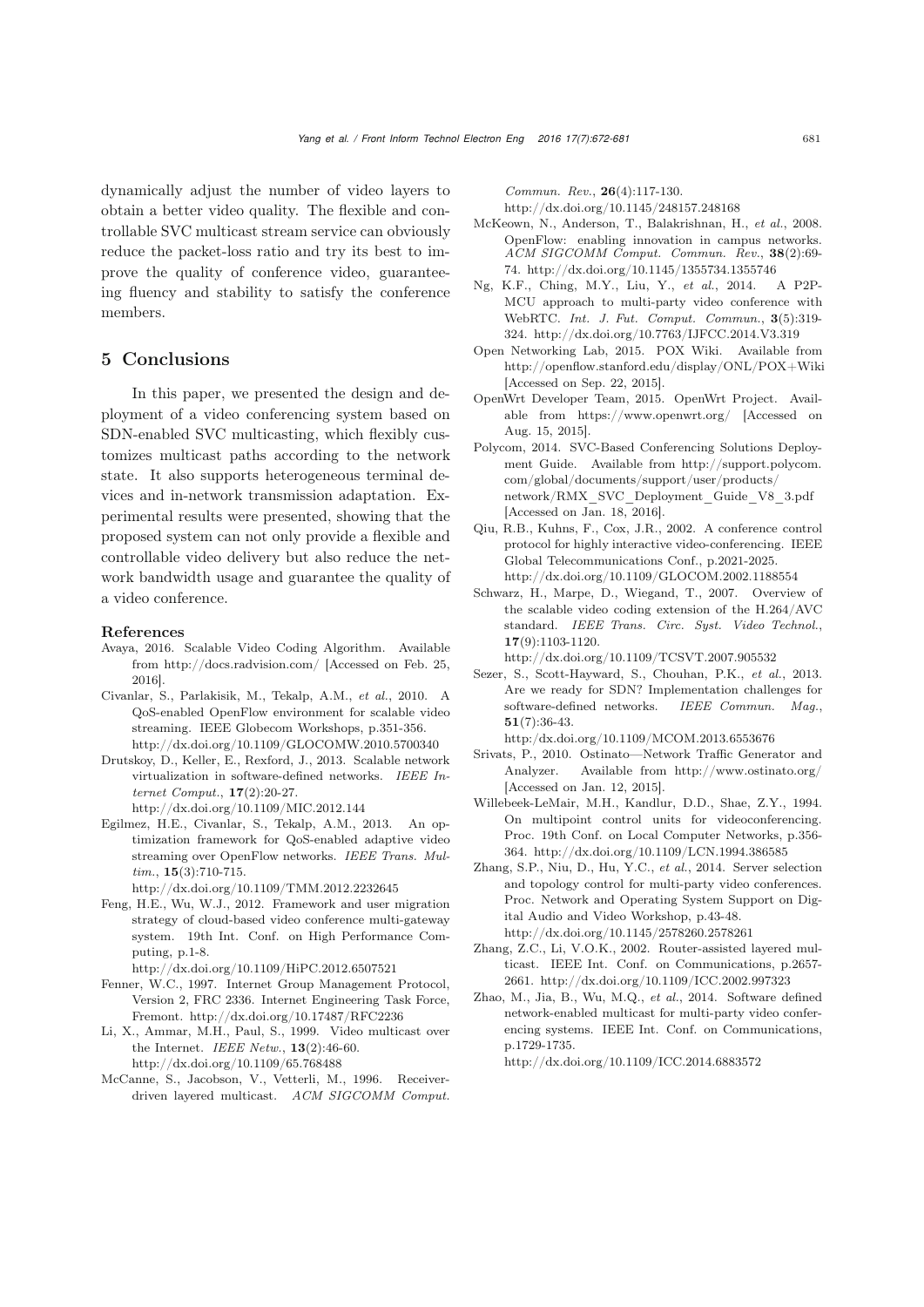dynamically adjust the number of video layers to obtain a better video quality. The flexible and controllable SVC multicast stream service can obviously reduce the packet-loss ratio and try its best to improve the quality of conference video, guaranteeing fluency and stability to satisfy the conference members.

## 5 Conclusions

In this paper, we presented the design and deployment of a video conferencing system based on SDN-enabled SVC multicasting, which flexibly customizes multicast paths according to the network state. It also supports heterogeneous terminal devices and in-network transmission adaptation. Experimental results were presented, showing that the proposed system can not only provide a flexible and controllable video delivery but also reduce the network bandwidth usage and guarantee the quality of a video conference.

### References

Avaya, 2016. Scalable Video Coding Algorithm. Available from http://docs.radvision.com/ [Accessed on Feb. 25, 2016].

Civanlar, S., Parlakisik, M., Tekalp, A.M., *et al.*, 2010. A QoS-enabled OpenFlow environment for scalable video streaming. IEEE Globecom Workshops, p.351-356. http://dx.doi.org/10.1109/GLOCOMW.2010.5700340

Drutskoy, D., Keller, E., Rexford, J., 2013. Scalable network virtualization in software-defined networks. *IEEE Internet Comput.*, **17**(2):20-27. http://dx.doi.org/10.1109/MIC.2012.144

Egilmez, H.E., Civanlar, S., Tekalp, A.M., 2013. An optimization framework for QoS-enabled adaptive video streaming over OpenFlow networks. *IEEE Trans. Multim.*, **15**(3):710-715. http://dx.doi.org/10.1109/TMM.2012.2232645

Feng, H.E., Wu, W.J., 2012. Framework and user migration strategy of cloud-based video conference multi-gateway system. 19th Int. Conf. on High Performance Computing, p.1-8. http://dx.doi.org/10.1109/HiPC.2012.6507521

Fenner, W.C., 1997. Internet Group Management Protocol, Version 2, FRC 2336. Internet Engineering Task Force, Fremont. http://dx.doi.org/10.17487/RFC2236

Li, X., Ammar, M.H., Paul, S., 1999. Video multicast over the Internet. *IEEE Netw.*, **13**(2):46-60. http://dx.doi.org/10.1109/65.768488

McCanne, S., Jacobson, V., Vetterli, M., 1996. Receiver-driven layered multicast. *ACM SIGCOMM Comput. Commun. Rev.*, **26**(4):117-130. http://dx.doi.org/10.1145/248157.248168

McKeown, N., Anderson, T., Balakrishnan, H., *et al.*, 2008. OpenFlow: enabling innovation in campus networks. *ACM SIGCOMM Comput. Commun. Rev.*, **38**(2):69-74. http://dx.doi.org/10.1145/1355734.1355746

Ng, K.F., Ching, M.Y., Liu, Y., *et al.*, 2014. A P2P-MCU approach to multi-party video conference with WebRTC. *Int. J. Fut. Comput. Commun.*, **3**(5):319-324. http://dx.doi.org/10.7763/IJFCC.2014.V3.319

Open Networking Lab, 2015. POX Wiki. Available from http://openflow.stanford.edu/display/ONL/POX+Wiki [Accessed on Sep. 22, 2015].

OpenWrt Developer Team, 2015. OpenWrt Project. Available from https://www.openwrt.org/ [Accessed on Aug. 15, 2015].

Polycom, 2014. SVC-Based Conferencing Solutions Deployment Guide. Available from http://support.polycom.com/global/documents/support/user/products/network/RMX_SVC_Deployment_Guide_V8_3.pdf [Accessed on Jan. 18, 2016].

Qiu, R.B., Kuhns, F., Cox, J.R., 2002. A conference control protocol for highly interactive video-conferencing. IEEE Global Telecommunications Conf., p.2021-2025. http://dx.doi.org/10.1109/GLOCOM.2002.1188554

Schwarz, H., Marpe, D., Wiegand, T., 2007. Overview of the scalable video coding extension of the H.264/AVC standard. *IEEE Trans. Circ. Syst. Video Technol.*, **17**(9):1103-1120. http://dx.doi.org/10.1109/TCSVT.2007.905532

Sezer, S., Scott-Hayward, S., Chouhan, P.K., *et al.*, 2013. Are we ready for SDN? Implementation challenges for software-defined networks. *IEEE Commun. Mag.*, **51**(7):36-43. http://dx.doi.org/10.1109/MCOM.2013.6553676

Srivats, P., 2010. Ostinato—Network Traffic Generator and Analyzer. Available from http://www.ostinato.org/ [Accessed on Jan. 12, 2015].

Willebeek-LeMair, M.H., Kandlur, D.D., Shae, Z.Y., 1994. On multipoint control units for videoconferencing. Proc. 19th Conf. on Local Computer Networks, p.356-364. http://dx.doi.org/10.1109/LCN.1994.386585

Zhang, S.P., Niu, D., Hu, Y.C., *et al.*, 2014. Server selection and topology control for multi-party video conferences. Proc. Network and Operating System Support on Digital Audio and Video Workshop, p.43-48. http://dx.doi.org/10.1145/2578260.2578261

Zhang, Z.C., Li, V.O.K., 2002. Router-assisted layered multicast. IEEE Int. Conf. on Communications, p.2657-2661. http://dx.doi.org/10.1109/ICC.2002.997323

Zhao, M., Jia, B., Wu, M.Q., *et al.*, 2014. Software defined network-enabled multicast for multi-party video conferencing systems. IEEE Int. Conf. on Communications, p.1729-1735. http://dx.doi.org/10.1109/ICC.2014.6883572